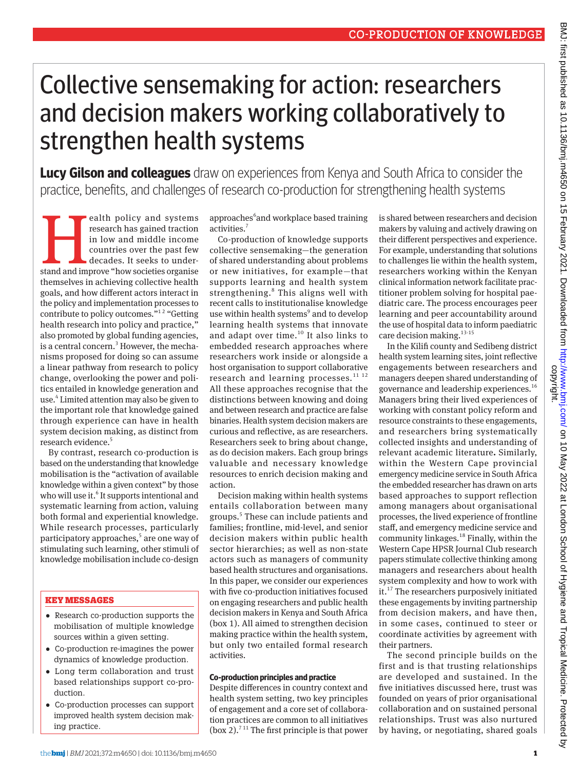# Collective sensemaking for action: researchers and decision makers working collaboratively to strengthen health systems

**Lucy Gilson and colleagues** draw on experiences from Kenya and South Africa to consider the practice, benefits, and challenges of research co-production for strengthening health systems

Health policy and systems research has gained traction in low and middle income countries over the past few decades. It seeks to understand and improve "how societies organise themselves in achieving collective health goals, and how different actors interact in the policy and implementation processes to contribute to policy outcomes."[1,2] "Getting health research into policy and practice," also promoted by global funding agencies, is a central concern.[3] However, the mechanisms proposed for doing so can assume a linear pathway from research to policy change, overlooking the power and politics entailed in knowledge generation and use.[4] Limited attention may also be given to the important role that knowledge gained through experience can have in health system decision making, as distinct from research evidence.[5]

By contrast, research co-production is based on the understanding that knowledge mobilisation is the "activation of available knowledge within a given context" by those who will use it.[6] It supports intentional and systematic learning from action, valuing both formal and experiential knowledge. While research processes, particularly participatory approaches,[5] are one way of stimulating such learning, other stimuli of knowledge mobilisation include co-design approaches[6] and workplace based training activities.[7]

Co-production of knowledge supports collective sensemaking—the generation of shared understanding about problems or new initiatives, for example—that supports learning and health system strengthening.[8] This aligns well with recent calls to institutionalise knowledge use within health systems[9] and to develop learning health systems that innovate and adapt over time.[10] It also links to embedded research approaches where researchers work inside or alongside a host organisation to support collaborative research and learning processes.[11,12] All these approaches recognise that the distinctions between knowing and doing and between research and practice are false binaries. Health system decision makers are curious and reflective, as are researchers. Researchers seek to bring about change, as do decision makers. Each group brings valuable and necessary knowledge resources to enrich decision making and action.

Decision making within health systems entails collaboration between many groups.[5] These can include patients and families; frontline, mid-level, and senior decision makers within public health sector hierarchies; as well as non-state actors such as managers of community based health structures and organisations. In this paper, we consider our experiences with five co-production initiatives focused on engaging researchers and public health decision makers in Kenya and South Africa (box 1). All aimed to strengthen decision making practice within the health system, but only two entailed formal research activities.

### KEY MESSAGES

- Research co-production supports the mobilisation of multiple knowledge sources within a given setting.
- Co-production re-imagines the power dynamics of knowledge production.
- Long term collaboration and trust based relationships support co-production.
- Co-production processes can support improved health system decision making practice.

### Co-production principles and practice

Despite differences in country context and health system setting, two key principles of engagement and a core set of collaboration practices are common to all initiatives (box 2).[7,11] The first principle is that power is shared between researchers and decision makers by valuing and actively drawing on their different perspectives and experience. For example, understanding that solutions to challenges lie within the health system, researchers working within the Kenyan clinical information network facilitate practitioner problem solving for hospital paediatric care. The process encourages peer learning and peer accountability around the use of hospital data to inform paediatric care decision making.[13-15]

In the Kilifi county and Sedibeng district health system learning sites, joint reflective engagements between researchers and managers deepen shared understanding of governance and leadership experiences.[16] Managers bring their lived experiences of working with constant policy reform and resource constraints to these engagements, and researchers bring systematically collected insights and understanding of relevant academic literature. Similarly, within the Western Cape provincial emergency medicine service in South Africa the embedded researcher has drawn on arts based approaches to support reflection among managers about organisational processes, the lived experience of frontline staff, and emergency medicine service and community linkages.[18] Finally, within the Western Cape HPSR Journal Club research papers stimulate collective thinking among managers and researchers about health system complexity and how to work with it.[17] The researchers purposively initiated these engagements by inviting partnership from decision makers, and have then, in some cases, continued to steer or coordinate activities by agreement with their partners.

The second principle builds on the first and is that trusting relationships are developed and sustained. In the five initiatives discussed here, trust was founded on years of prior organisational collaboration and on sustained personal relationships. Trust was also nurtured by having, or negotiating, shared goals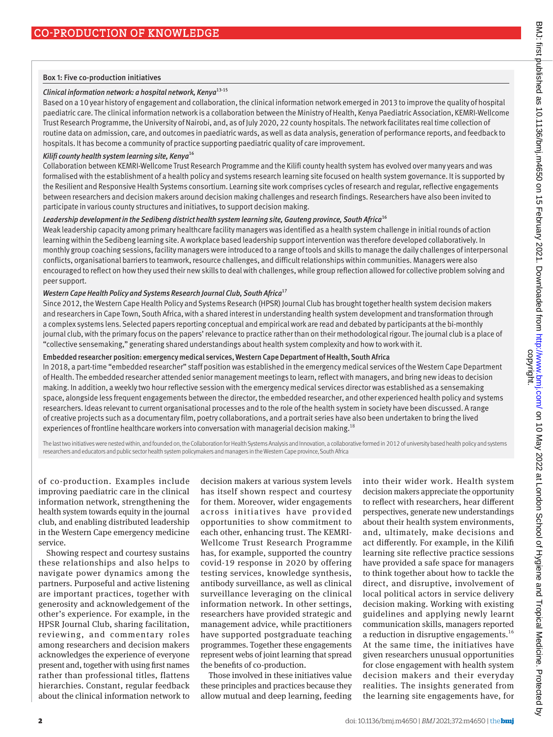### Box 1: Five co-production initiatives

*Clinical information network: a hospital network, Kenya*[13-15]

Based on a 10 year history of engagement and collaboration, the clinical information network emerged in 2013 to improve the quality of hospital paediatric care. The clinical information network is a collaboration between the Ministry of Health, Kenya Paediatric Association, KEMRI-Wellcome Trust Research Programme, the University of Nairobi, and, as of July 2020, 22 county hospitals. The network facilitates real time collection of routine data on admission, care, and outcomes in paediatric wards, as well as data analysis, generation of performance reports, and feedback to hospitals. It has become a community of practice supporting paediatric quality of care improvement.

*Kilifi county health system learning site, Kenya*[16]

Collaboration between KEMRI-Wellcome Trust Research Programme and the Kilifi county health system has evolved over many years and was formalised with the establishment of a health policy and systems research learning site focused on health system governance. It is supported by the Resilient and Responsive Health Systems consortium. Learning site work comprises cycles of research and regular, reflective engagements between researchers and decision makers around decision making challenges and research findings. Researchers have also been invited to participate in various county structures and initiatives, to support decision making.

*Leadership development in the Sedibeng district health system learning site, Gauteng province, South Africa*[16]

Weak leadership capacity among primary healthcare facility managers was identified as a health system challenge in initial rounds of action learning within the Sedibeng learning site. A workplace based leadership support intervention was therefore developed collaboratively. In monthly group coaching sessions, facility managers were introduced to a range of tools and skills to manage the daily challenges of interpersonal conflicts, organisational barriers to teamwork, resource challenges, and difficult relationships within communities. Managers were also encouraged to reflect on how they used their new skills to deal with challenges, while group reflection allowed for collective problem solving and peer support.

*Western Cape Health Policy and Systems Research Journal Club, South Africa*[17]

Since 2012, the Western Cape Health Policy and Systems Research (HPSR) Journal Club has brought together health system decision makers and researchers in Cape Town, South Africa, with a shared interest in understanding health system development and transformation through a complex systems lens. Selected papers reporting conceptual and empirical work are read and debated by participants at the bi-monthly journal club, with the primary focus on the papers' relevance to practice rather than on their methodological rigour. The journal club is a place of "collective sensemaking," generating shared understandings about health system complexity and how to work with it.

Embedded researcher position: emergency medical services, Western Cape Department of Health, South Africa

In 2018, a part-time "embedded researcher" staff position was established in the emergency medical services of the Western Cape Department of Health. The embedded researcher attended senior management meetings to learn, reflect with managers, and bring new ideas to decision making. In addition, a weekly two hour reflective session with the emergency medical services director was established as a sensemaking space, alongside less frequent engagements between the director, the embedded researcher, and other experienced health policy and systems researchers. Ideas relevant to current organisational processes and to the role of the health system in society have been discussed. A range of creative projects such as a documentary film, poetry collaborations, and a portrait series have also been undertaken to bring the lived experiences of frontline healthcare workers into conversation with managerial decision making.[18]

The last two initiatives were nested within, and founded on, the Collaboration for Health Systems Analysis and Innovation, a collaborative formed in 2012 of university based health policy and systems researchers and educators and public sector health system policymakers and managers in the Western Cape province, South Africa

of co-production. Examples include improving paediatric care in the clinical information network, strengthening the health system towards equity in the journal club, and enabling distributed leadership in the Western Cape emergency medicine service.

Showing respect and courtesy sustains these relationships and also helps to navigate power dynamics among the partners. Purposeful and active listening are important practices, together with generosity and acknowledgement of the other's experience. For example, in the HPSR Journal Club, sharing facilitation, reviewing, and commentary roles among researchers and decision makers acknowledges the experience of everyone present and, together with using first names rather than professional titles, flattens hierarchies. Constant, regular feedback about the clinical information network to decision makers at various system levels has itself shown respect and courtesy for them. Moreover, wider engagements across initiatives have provided opportunities to show commitment to each other, enhancing trust. The KEMRI-Wellcome Trust Research Programme has, for example, supported the country covid-19 response in 2020 by offering testing services, knowledge synthesis, antibody surveillance, as well as clinical surveillance leveraging on the clinical information network. In other settings, researchers have provided strategic and management advice, while practitioners have supported postgraduate teaching programmes. Together these engagements represent webs of joint learning that spread the benefits of co-production.

Those involved in these initiatives value these principles and practices because they allow mutual and deep learning, feeding into their wider work. Health system decision makers appreciate the opportunity to reflect with researchers, hear different perspectives, generate new understandings about their health system environments, and, ultimately, make decisions and act differently. For example, in the Kilifi learning site reflective practice sessions have provided a safe space for managers to think together about how to tackle the direct, and disruptive, involvement of local political actors in service delivery decision making. Working with existing guidelines and applying newly learnt communication skills, managers reported a reduction in disruptive engagements.[16] At the same time, the initiatives have given researchers unusual opportunities for close engagement with health system decision makers and their everyday realities. The insights generated from the learning site engagements have, for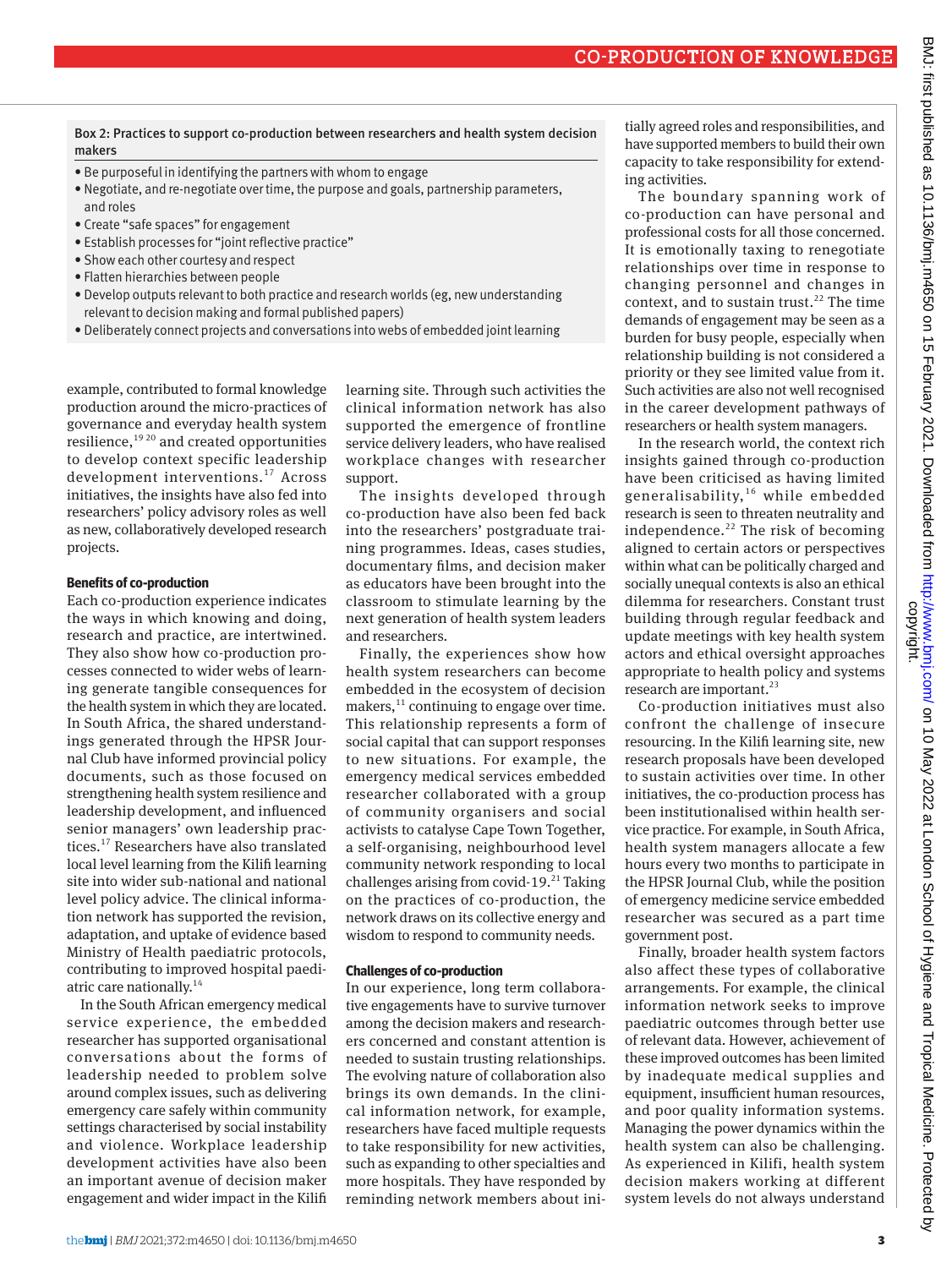**Box 2: Practices to support co-production between researchers and health system decision makers**

- Be purposeful in identifying the partners with whom to engage
- Negotiate, and re-negotiate over time, the purpose and goals, partnership parameters, and roles
- Create "safe spaces" for engagement
- Establish processes for "joint reflective practice"
- Show each other courtesy and respect
- Flatten hierarchies between people
- Develop outputs relevant to both practice and research worlds (eg, new understanding relevant to decision making and formal published papers)
- Deliberately connect projects and conversations into webs of embedded joint learning

example, contributed to formal knowledge production around the micro-practices of governance and everyday health system resilience,[19 20] and created opportunities to develop context specific leadership development interventions.[17] Across initiatives, the insights have also fed into researchers' policy advisory roles as well as new, collaboratively developed research projects.

### Benefits of co-production

Each co-production experience indicates the ways in which knowing and doing, research and practice, are intertwined. They also show how co-production processes connected to wider webs of learning generate tangible consequences for the health system in which they are located. In South Africa, the shared understandings generated through the HPSR Journal Club have informed provincial policy documents, such as those focused on strengthening health system resilience and leadership development, and influenced senior managers' own leadership practices.[17] Researchers have also translated local level learning from the Kilifi learning site into wider sub-national and national level policy advice. The clinical information network has supported the revision, adaptation, and uptake of evidence based Ministry of Health paediatric protocols, contributing to improved hospital paediatric care nationally.[14]

In the South African emergency medical service experience, the embedded researcher has supported organisational conversations about the forms of leadership needed to problem solve around complex issues, such as delivering emergency care safely within community settings characterised by social instability and violence. Workplace leadership development activities have also been an important avenue of decision maker engagement and wider impact in the Kilifi learning site. Through such activities the clinical information network has also supported the emergence of frontline service delivery leaders, who have realised workplace changes with researcher support.

The insights developed through co-production have also been fed back into the researchers' postgraduate training programmes. Ideas, cases studies, documentary films, and decision maker as educators have been brought into the classroom to stimulate learning by the next generation of health system leaders and researchers.

Finally, the experiences show how health system researchers can become embedded in the ecosystem of decision makers,[11] continuing to engage over time. This relationship represents a form of social capital that can support responses to new situations. For example, the emergency medical services embedded researcher collaborated with a group of community organisers and social activists to catalyse Cape Town Together, a self-organising, neighbourhood level community network responding to local challenges arising from covid-19.[21] Taking on the practices of co-production, the network draws on its collective energy and wisdom to respond to community needs.

### Challenges of co-production

In our experience, long term collaborative engagements have to survive turnover among the decision makers and researchers concerned and constant attention is needed to sustain trusting relationships. The evolving nature of collaboration also brings its own demands. In the clinical information network, for example, researchers have faced multiple requests to take responsibility for new activities, such as expanding to other specialties and more hospitals. They have responded by reminding network members about initially agreed roles and responsibilities, and have supported members to build their own capacity to take responsibility for extending activities.

The boundary spanning work of co-production can have personal and professional costs for all those concerned. It is emotionally taxing to renegotiate relationships over time in response to changing personnel and changes in context, and to sustain trust.[22] The time demands of engagement may be seen as a burden for busy people, especially when relationship building is not considered a priority or they see limited value from it. Such activities are also not well recognised in the career development pathways of researchers or health system managers.

In the research world, the context rich insights gained through co-production have been criticised as having limited generalisability,[16] while embedded research is seen to threaten neutrality and independence.[22] The risk of becoming aligned to certain actors or perspectives within what can be politically charged and socially unequal contexts is also an ethical dilemma for researchers. Constant trust building through regular feedback and update meetings with key health system actors and ethical oversight approaches appropriate to health policy and systems research are important.[23]

Co-production initiatives must also confront the challenge of insecure resourcing. In the Kilifi learning site, new research proposals have been developed to sustain activities over time. In other initiatives, the co-production process has been institutionalised within health service practice. For example, in South Africa, health system managers allocate a few hours every two months to participate in the HPSR Journal Club, while the position of emergency medicine service embedded researcher was secured as a part time government post.

Finally, broader health system factors also affect these types of collaborative arrangements. For example, the clinical information network seeks to improve paediatric outcomes through better use of relevant data. However, achievement of these improved outcomes has been limited by inadequate medical supplies and equipment, insufficient human resources, and poor quality information systems. Managing the power dynamics within the health system can also be challenging. As experienced in Kilifi, health system decision makers working at different system levels do not always understand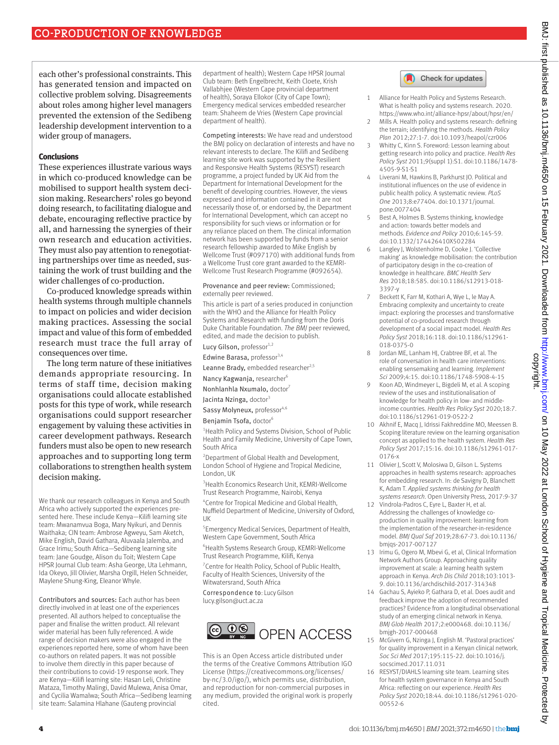each other's professional constraints. This has generated tension and impacted on collective problem solving. Disagreements about roles among higher level managers prevented the extension of the Sedibeng leadership development intervention to a wider group of managers.

## Conclusions

These experiences illustrate various ways in which co-produced knowledge can be mobilised to support health system decision making. Researchers' roles go beyond doing research, to facilitating dialogue and debate, encouraging reflective practice by all, and harnessing the synergies of their own research and education activities. They must also pay attention to renegotiating partnerships over time as needed, sustaining the work of trust building and the wider challenges of co-production.

Co-produced knowledge spreads within health systems through multiple channels to impact on policies and wider decision making practices. Assessing the social impact and value of this form of embedded research must trace the full array of consequences over time.

The long term nature of these initiatives demands appropriate resourcing. In terms of staff time, decision making organisations could allocate established posts for this type of work, while research organisations could support researcher engagement by valuing these activities in career development pathways. Research funders must also be open to new research approaches and to supporting long term collaborations to strengthen health system decision making.

We thank our research colleagues in Kenya and South Africa who actively supported the experiences presented here. These include Kenya—Kilifi learning site team: Mwanamvua Boga, Mary Nyikuri, and Dennis Waithaka; CIN team: Ambrose Agweyu, Sam Akech, Mike English, David Gathara, Aluvaala Jalemba, and Grace Irimu; South Africa—Sedibeng learning site team: Jane Goudge, Alison du Toit; Western Cape HPSR Journal Club team: Asha George, Uta Lehmann, Ida Okeyo, Jill Olivier, Marsha Orgill, Helen Schneider, Maylene Shung-King, Eleanor Whyle.

Contributors and sources: Each author has been directly involved in at least one of the experiences presented. All authors helped to conceptualise the paper and finalise the written product. All relevant wider material has been fully referenced. A wide range of decision makers were also engaged in the experiences reported here, some of whom have been co-authors on related papers. It was not possible to involve them directly in this paper because of their contributions to covid-19 response work. They are Kenya—Kilifi learning site: Hasan Leli, Christine Mataza, Timothy Malingi, David Mulewa, Anisa Omar, and Cycilia Wamalwa; South Africa—Sedibeng learning site team: Salamina Hlahane (Gauteng provincial department of health); Western Cape HPSR Journal Club team: Beth Engelbrecht, Keith Cloete, Krish Vallabhjee (Western Cape provincial department of health), Soraya Ellokor (City of Cape Town); Emergency medical services embedded researcher team: Shaheem de Vries (Western Cape provincial department of health).

Competing interests: We have read and understood the BMJ policy on declaration of interests and have no relevant interests to declare. The Kilifi and Sedibeng learning site work was supported by the Resilient and Responsive Health Systems (RESYST) research programme, a project funded by UK Aid from the Department for International Development for the benefit of developing countries. However, the views expressed and information contained in it are not necessarily those of, or endorsed by, the Department for International Development, which can accept no responsibility for such views or information or for any reliance placed on them. The clinical information network has been supported by funds from a senior research fellowship awarded to Mike English by Wellcome Trust (#097170) with additional funds from a Wellcome Trust core grant awarded to the KEMRI-Wellcome Trust Research Programme (#092654).

Provenance and peer review: Commissioned; externally peer reviewed.

This article is part of a series produced in conjunction with the WHO and the Alliance for Health Policy Systems and Research with funding from the Doris Duke Charitable Foundation. *The BMJ* peer reviewed, edited, and made the decision to publish.

Lucy Gilson, professor[1,2]

Edwine Barasa, professor[3,4]

Leanne Brady, embedded researcher[2,5]

Nancy Kagwanja, researcher[6]

Nonhlanhla Nxumalo, doctor[7]

Jacinta Nzinga, doctor[3]

Sassy Molyneux, professor[4,6]

Benjamin Tsofa, doctor[6]

[1]Health Policy and Systems Division, School of Public Health and Family Medicine, University of Cape Town, South Africa

[2]Department of Global Health and Development, London School of Hygiene and Tropical Medicine, London, UK

[3]Health Economics Research Unit, KEMRI-Wellcome Trust Research Programme, Nairobi, Kenya

[4]Centre for Tropical Medicine and Global Health, Nuffield Department of Medicine, University of Oxford, UK

[5]Emergency Medical Services, Department of Health, Western Cape Government, South Africa

[6]Health Systems Research Group, KEMRI-Wellcome Trust Research Programme, Kilifi, Kenya

[7]Centre for Health Policy, School of Public Health, Faculty of Health Sciences, University of the Witwatersrand, South Africa

Correspondence to: Lucy Gilson lucy.gilson@uct.ac.za

OPEN ACCESS

This is an Open Access article distributed under the terms of the Creative Commons Attribution IGO License (https://creativecommons.org/licenses/by-nc/3.0/igo/), which permits use, distribution, and reproduction for non-commercial purposes in any medium, provided the original work is properly cited.

1. Alliance for Health Policy and Systems Research. What is health policy and systems research. 2020. https://www.who.int/alliance-hpsr/about/hpsr/en/
2. Mills A. Health policy and systems research: defining the terrain; identifying the methods. *Health Policy Plan* 2012;27:1-7. doi:10.1093/heapol/czr006
3. Whitty C, Kinn S. Foreword: Lesson learning about getting research into policy and practice. *Health Res Policy Syst* 2011;9(suppl 1):S1. doi:10.1186/1478-4505-9-S1-S1
4. Liverani M, Hawkins B, Parkhurst JO. Political and institutional influences on the use of evidence in public health policy. A systematic review. *PLoS One* 2013;8:e77404. doi:10.1371/journal.pone.0077404
5. Best A, Holmes B. Systems thinking, knowledge and action: towards better models and methods. *Evidence and Policy* 2010;6:145-59. doi:10.1332/174426410X502284
6. Langley J, Wolstenholme D, Cooke J. 'Collective making' as knowledge mobilisation: the contribution of participatory design in the co-creation of knowledge in healthcare. *BMC Health Serv Res* 2018;18:585. doi:10.1186/s12913-018-3397-y
7. Beckett K, Farr M, Kothari A, Wye L, le May A. Embracing complexity and uncertainty to create impact: exploring the processes and transformative potential of co-produced research through development of a social impact model. *Health Res Policy Syst* 2018;16:118. doi:10.1186/s12961-018-0375-0
8. Jordan ME, Lanham HJ, Crabtree BF, et al. The role of conversation in health care interventions: enabling sensemaking and learning. *Implement Sci* 2009;4:15. doi:10.1186/1748-5908-4-15
9. Koon AD, Windmeyer L, Bigdeli M, et al. A scoping review of the uses and institutionalisation of knowledge for health policy in low- and middle-income countries. *Health Res Policy Syst* 2020;18:7. doi:10.1186/s12961-019-0522-2
10. Akhnif E, Macq J, Idrissi Fakhreddine MO, Meessen B. Scoping literature review on the learning organisation concept as applied to the health system. *Health Res Policy Syst* 2017;15:16. doi:10.1186/s12961-017-0176-x
11. Olivier J, Scott V, Molosiwa D, Gilson L. Systems approaches in health systems research: approaches for embedding research. In: de Savigny D, Blanchett K, Adam T. *Applied systems thinking for health systems research*. Open University Press, 2017:9-37
12. Vindrola-Padros C, Eyre L, Baxter H, et al. Addressing the challenges of knowledge co-production in quality improvement: learning from the implementation of the researcher-in-residence model. *BMJ Qual Saf* 2019;28:67-73. doi:10.1136/bmjqs-2017-007127
13. Irimu G, Ogero M, Mbevi G, et al, Clinical Information Network Authors Group. Approaching quality improvement at scale: a learning health system approach in Kenya. *Arch Dis Child* 2018;103:1013-9. doi:10.1136/archdischild-2017-314348
14. Gachau S, Ayieko P, Gathara D, et al. Does audit and feedback improve the adoption of recommended practices? Evidence from a longitudinal observational study of an emerging clinical network in Kenya. *BMJ Glob Health* 2017;2:e000468. doi:10.1136/bmjgh-2017-000468
15. McGivern G, Nzinga J, English M. 'Pastoral practices' for quality improvement in a Kenyan clinical network. *Soc Sci Med* 2017;195:115-22. doi:10.1016/j.socscimed.2017.11.031
16. RESYST/DIAHLS learning site team. Learning sites for health system governance in Kenya and South Africa: reflecting on our experience. *Health Res Policy Syst* 2020;18:44. doi:10.1186/s12961-020-00552-6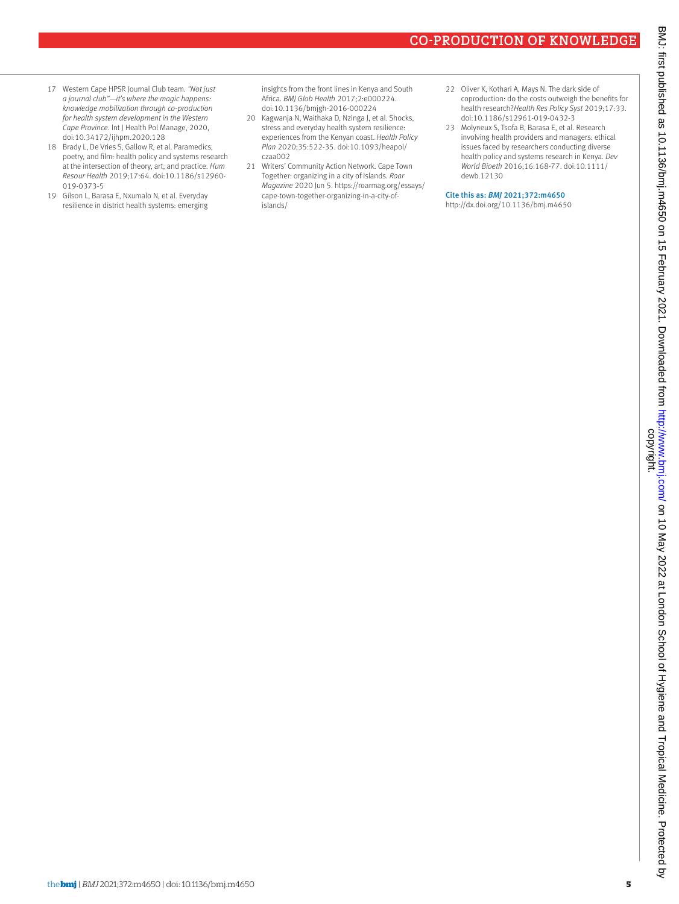17 Western Cape HPSR Journal Club team. *"Not just a journal club"—it's where the magic happens: knowledge mobilization through co-production for health system development in the Western Cape Province.* Int J Health Pol Manage, 2020, doi:10.34172/ijhpm.2020.128

18 Brady L, De Vries S, Gallow R, et al. Paramedics, poetry, and film: health policy and systems research at the intersection of theory, art, and practice. *Hum Resour Health* 2019;17:64. doi:10.1186/s12960-019-0373-5

19 Gilson L, Barasa E, Nxumalo N, et al. Everyday resilience in district health systems: emerging insights from the front lines in Kenya and South Africa. *BMJ Glob Health* 2017;2:e000224. doi:10.1136/bmjgh-2016-000224

20 Kagwanja N, Waithaka D, Nzinga J, et al. Shocks, stress and everyday health system resilience: experiences from the Kenyan coast. *Health Policy Plan* 2020;35:522-35. doi:10.1093/heapol/czaa002

21 Writers' Community Action Network. Cape Town Together: organizing in a city of islands. *Roar Magazine* 2020 Jun 5. https://roarmag.org/essays/cape-town-together-organizing-in-a-city-of-islands/

22 Oliver K, Kothari A, Mays N. The dark side of coproduction: do the costs outweigh the benefits for health research?*Health Res Policy Syst* 2019;17:33. doi:10.1186/s12961-019-0432-3

23 Molyneux S, Tsofa B, Barasa E, et al. Research involving health providers and managers: ethical issues faced by researchers conducting diverse health policy and systems research in Kenya. *Dev World Bioeth* 2016;16:168-77. doi:10.1111/dewb.12130

**Cite this as: *BMJ* 2021;372:m4650**
http://dx.doi.org/10.1136/bmj.m4650